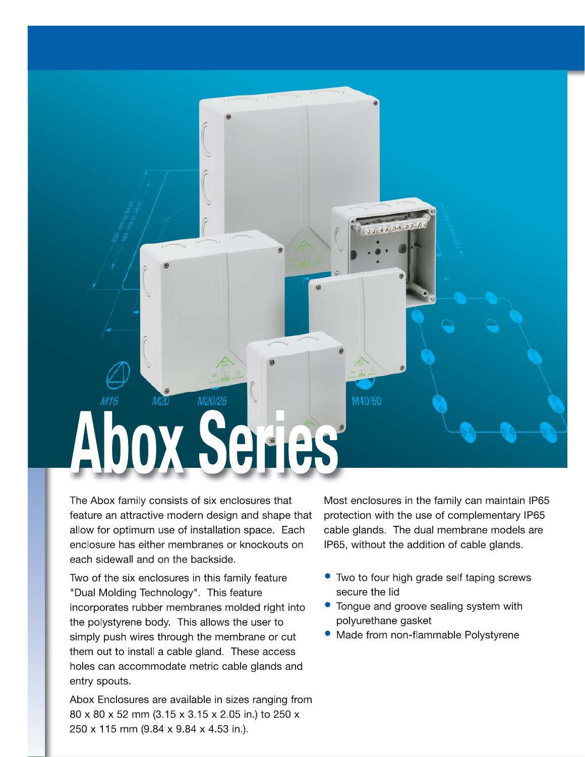# Abox Series

The Abox family consists of six enclosures that feature an attractive modern design and shape that allow for optimum use of installation space. Each enclosure has either membranes or knockouts on each sidewall and on the backside.

Two of the six enclosures in this family feature "Dual Molding Technology". This feature incorporates rubber membranes molded right into the polystyrene body. This allows the user to simply push wires through the membrane or cut them out to install a cable gland. These access holes can accommodate metric cable glands and entry spouts.

Abox Enclosures are available in sizes ranging from 80 x 80 x 52 mm (3.15 x 3.15 x 2.05 in.) to 250 x 250 x 115 mm (9.84 x 9.84 x 4.53 in.).

Most enclosures in the family can maintain IP65 protection with the use of complementary IP65 cable glands. The dual membrane models are IP65, without the addition of cable glands.

- Two to four high grade self taping screws secure the lid
- Tongue and groove sealing system with polyurethane gasket
- Made from non-flammable Polystyrene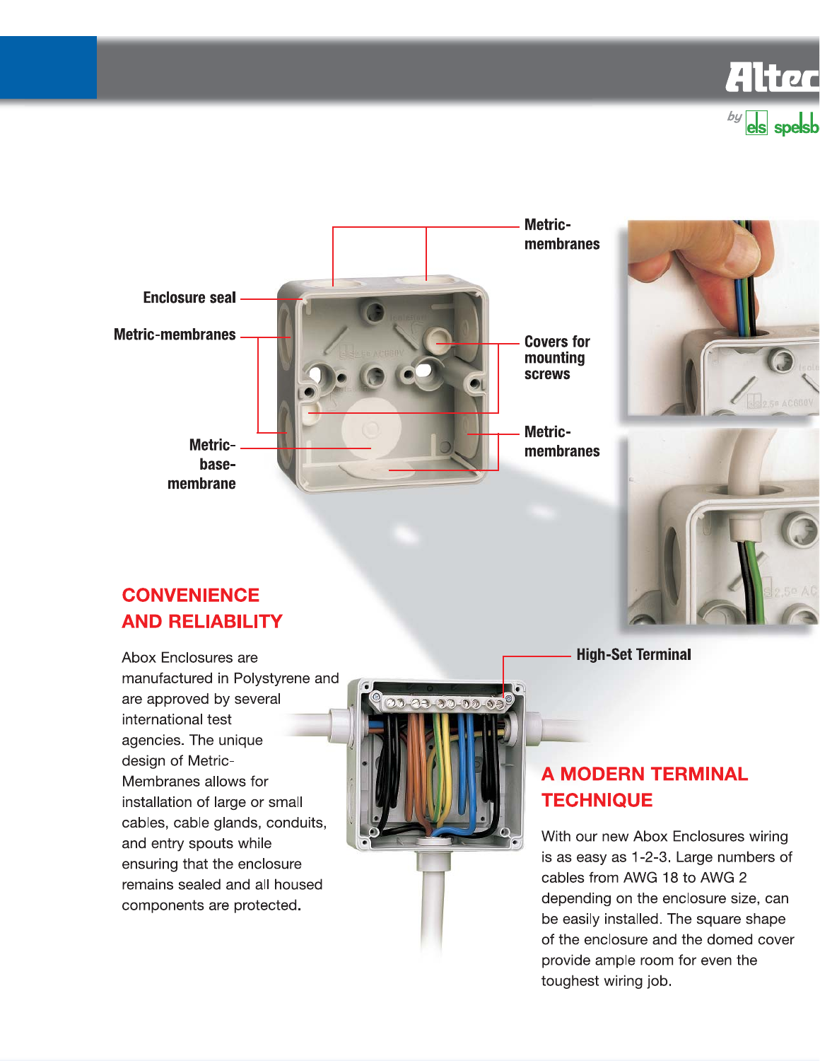Metric-membranes

Enclosure seal

Metric-membranes

Covers for mounting screws

Metric-base-membrane

Metric-membranes

## CONVENIENCE AND RELIABILITY

Abox Enclosures are manufactured in Polystyrene and are approved by several international test agencies. The unique design of Metric-Membranes allows for installation of large or small cables, cable glands, conduits, and entry spouts while ensuring that the enclosure remains sealed and all housed components are protected.

High-Set Terminal

## A MODERN TERMINAL TECHNIQUE

With our new Abox Enclosures wiring is as easy as 1-2-3. Large numbers of cables from AWG 18 to AWG 2 depending on the enclosure size, can be easily installed. The square shape of the enclosure and the domed cover provide ample room for even the toughest wiring job.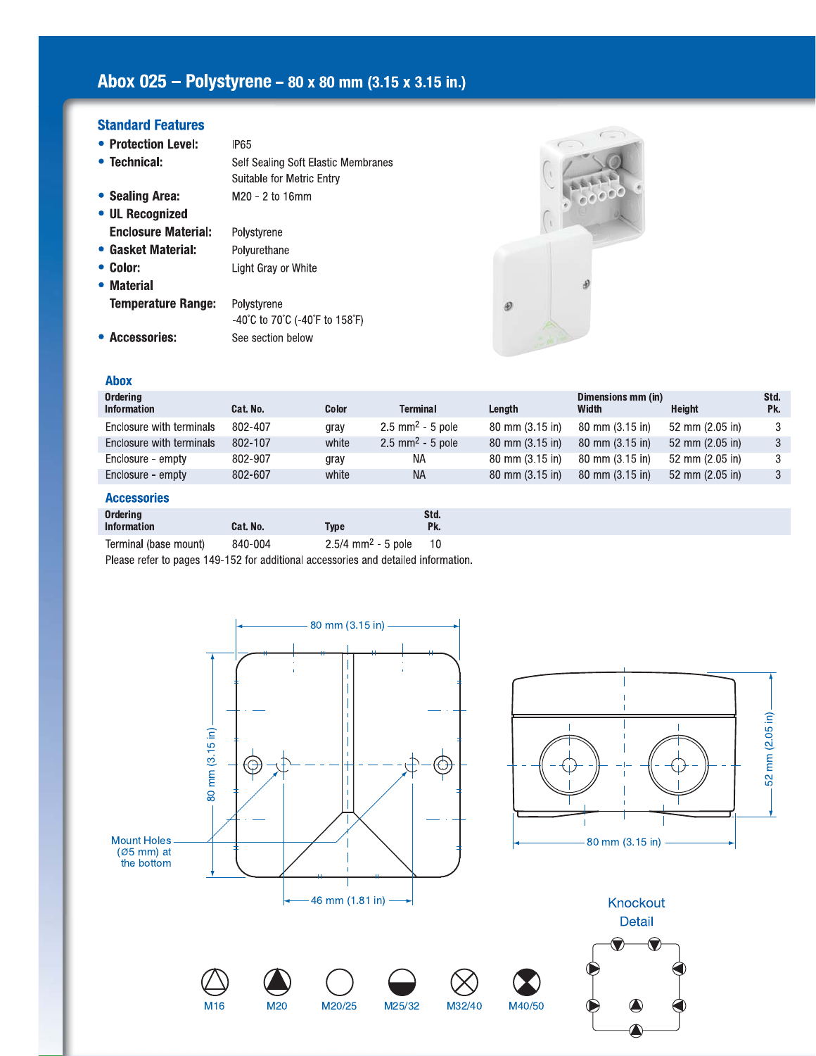# Abox 025 – Polystyrene – 80 x 80 mm (3.15 x 3.15 in.)

## Standard Features

- **Protection Level:** IP65
- **Technical:** Self Sealing Soft Elastic Membranes
  Suitable for Metric Entry
- **Sealing Area:** M20 - 2 to 16mm
- **UL Recognized Enclosure Material:** Polystyrene
- **Gasket Material:** Polyurethane
- **Color:** Light Gray or White
- **Material Temperature Range:** Polystyrene
  -40˚C to 70˚C (-40˚F to 158˚F)
- **Accessories:** See section below

## Abox

| Ordering Information | Cat. No. | Color | Terminal | Length | Dimensions mm (in) Width | Height | Std. Pk. |
|---|---|---|---|---|---|---|---|
| Enclosure with terminals | 802-407 | gray | 2.5 $mm^2$ - 5 pole | 80 mm (3.15 in) | 80 mm (3.15 in) | 52 mm (2.05 in) | 3 |
| Enclosure with terminals | 802-107 | white | 2.5 $mm^2$ - 5 pole | 80 mm (3.15 in) | 80 mm (3.15 in) | 52 mm (2.05 in) | 3 |
| Enclosure - empty | 802-907 | gray | NA | 80 mm (3.15 in) | 80 mm (3.15 in) | 52 mm (2.05 in) | 3 |
| Enclosure - empty | 802-607 | white | NA | 80 mm (3.15 in) | 80 mm (3.15 in) | 52 mm (2.05 in) | 3 |

## Accessories

| Ordering Information | Cat. No. | Type | Std. Pk. |
|---|---|---|---|
| Terminal (base mount) | 840-004 | 2.5/4 $mm^2$ - 5 pole | 10 |

Please refer to pages 149-152 for additional accessories and detailed information.

80 mm (3.15 in)

80 mm (3.15 in)

Mount Holes (Ø5 mm) at the bottom

46 mm (1.81 in)

52 mm (2.05 in)

80 mm (3.15 in)

Knockout Detail

M16 M20 M20/25 M25/32 M32/40 M40/50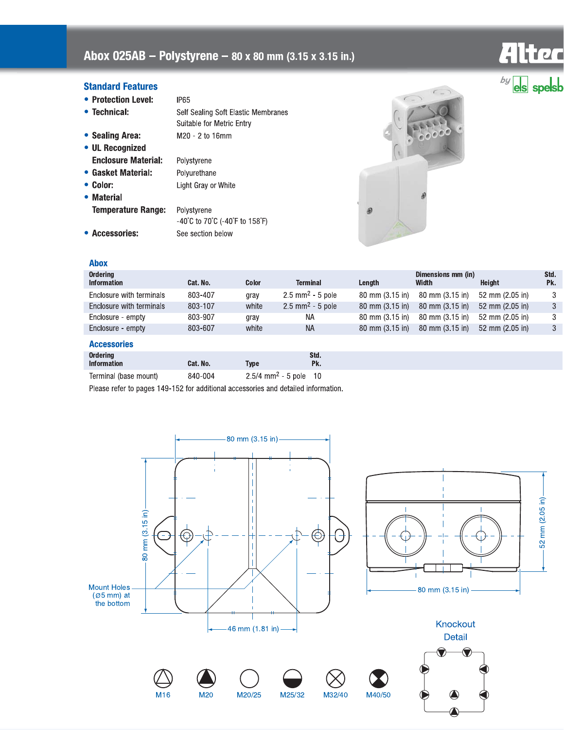# Abox 025AB – Polystyrene – 80 x 80 mm (3.15 x 3.15 in.)

Altec by els spelsberg

## Standard Features

- **Protection Level:** IP65
- **Technical:** Self Sealing Soft Elastic Membranes  
  Suitable for Metric Entry
- **Sealing Area:** M20 - 2 to 16mm
- **UL Recognized**  
  **Enclosure Material:** Polystyrene
- **Gasket Material:** Polyurethane
- **Color:** Light Gray or White
- **Material**  
  **Temperature Range:** Polystyrene  
  -40˚C to 70˚C (-40˚F to 158˚F)
- **Accessories:** See section below

## Abox

| Ordering Information | Cat. No. | Color | Terminal | Dimensions mm (in) Length | Width | Height | Std. Pk. |
|---|---|---|---|---|---|---|---|
| Enclosure with terminals | 803-407 | gray | 2.5 mm$^2$ - 5 pole | 80 mm (3.15 in) | 80 mm (3.15 in) | 52 mm (2.05 in) | 3 |
| Enclosure with terminals | 803-107 | white | 2.5 mm$^2$ - 5 pole | 80 mm (3.15 in) | 80 mm (3.15 in) | 52 mm (2.05 in) | 3 |
| Enclosure - empty | 803-907 | gray | NA | 80 mm (3.15 in) | 80 mm (3.15 in) | 52 mm (2.05 in) | 3 |
| Enclosure - empty | 803-607 | white | NA | 80 mm (3.15 in) | 80 mm (3.15 in) | 52 mm (2.05 in) | 3 |

## Accessories

| Ordering Information | Cat. No. | Type | Std. Pk. |
|---|---|---|---|
| Terminal (base mount) | 840-004 | 2.5/4 mm$^2$ - 5 pole | 10 |

Please refer to pages 149-152 for additional accessories and detailed information.

80 mm (3.15 in)

80 mm (3.15 in)

Mount Holes (Ø5 mm) at the bottom

46 mm (1.81 in)

52 mm (2.05 in)

80 mm (3.15 in)

Knockout Detail

M16 M20 M20/25 M25/32 M32/40 M40/50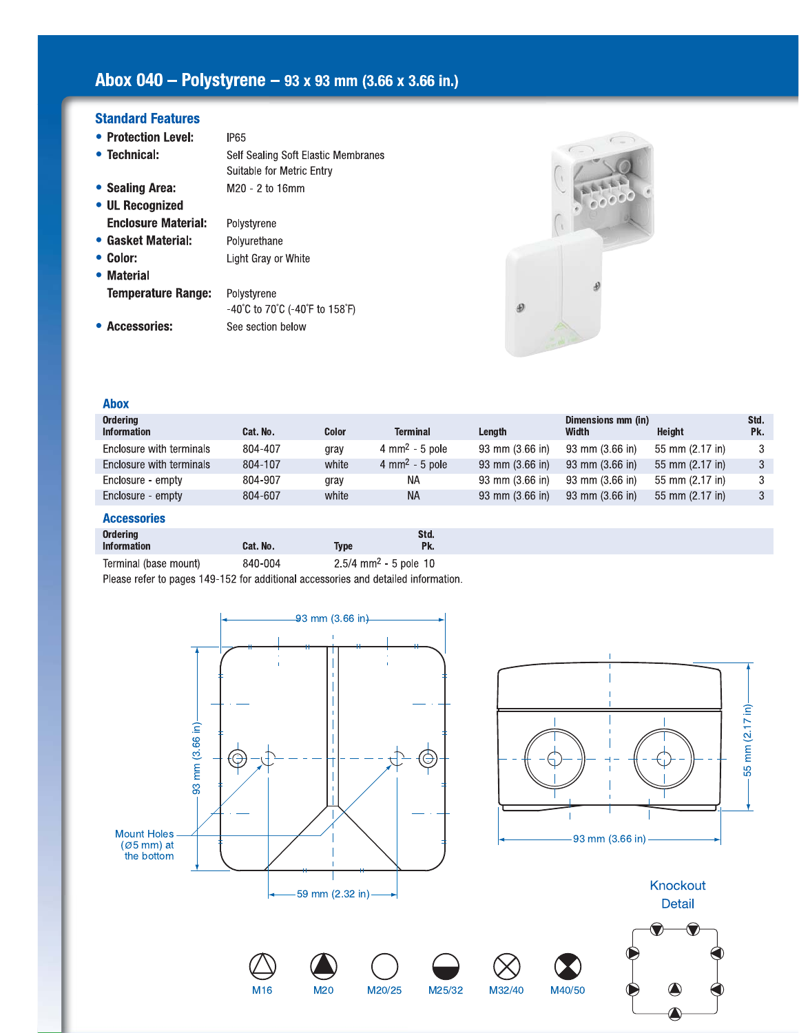# Abox 040 – Polystyrene – 93 x 93 mm (3.66 x 3.66 in.)

## Standard Features

- **Protection Level:** IP65
- **Technical:** Self Sealing Soft Elastic Membranes
  Suitable for Metric Entry
- **Sealing Area:** M20 - 2 to 16mm
- **UL Recognized**
  **Enclosure Material:** Polystyrene
- **Gasket Material:** Polyurethane
- **Color:** Light Gray or White
- **Material**
  **Temperature Range:** Polystyrene
  -40˚C to 70˚C (-40˚F to 158˚F)
- **Accessories:** See section below

## Abox

| Ordering Information | Cat. No. | Color | Terminal | Dimensions mm (in) Length | Width | Height | Std. Pk. |
|---|---|---|---|---|---|---|---|
| Enclosure with terminals | 804-407 | gray | 4 mm$^2$ - 5 pole | 93 mm (3.66 in) | 93 mm (3.66 in) | 55 mm (2.17 in) | 3 |
| Enclosure with terminals | 804-107 | white | 4 mm$^2$ - 5 pole | 93 mm (3.66 in) | 93 mm (3.66 in) | 55 mm (2.17 in) | 3 |
| Enclosure - empty | 804-907 | gray | NA | 93 mm (3.66 in) | 93 mm (3.66 in) | 55 mm (2.17 in) | 3 |
| Enclosure - empty | 804-607 | white | NA | 93 mm (3.66 in) | 93 mm (3.66 in) | 55 mm (2.17 in) | 3 |

## Accessories

| Ordering Information | Cat. No. | Type | Std. Pk. |
|---|---|---|---|
| Terminal (base mount) | 840-004 | 2.5/4 mm$^2$ - 5 pole | 10 |

Please refer to pages 149-152 for additional accessories and detailed information.

93 mm (3.66 in)

93 mm (3.66 in)

Mount Holes (Ø5 mm) at the bottom

59 mm (2.32 in)

55 mm (2.17 in)

93 mm (3.66 in)

Knockout Detail

M16 M20 M20/25 M25/32 M32/40 M40/50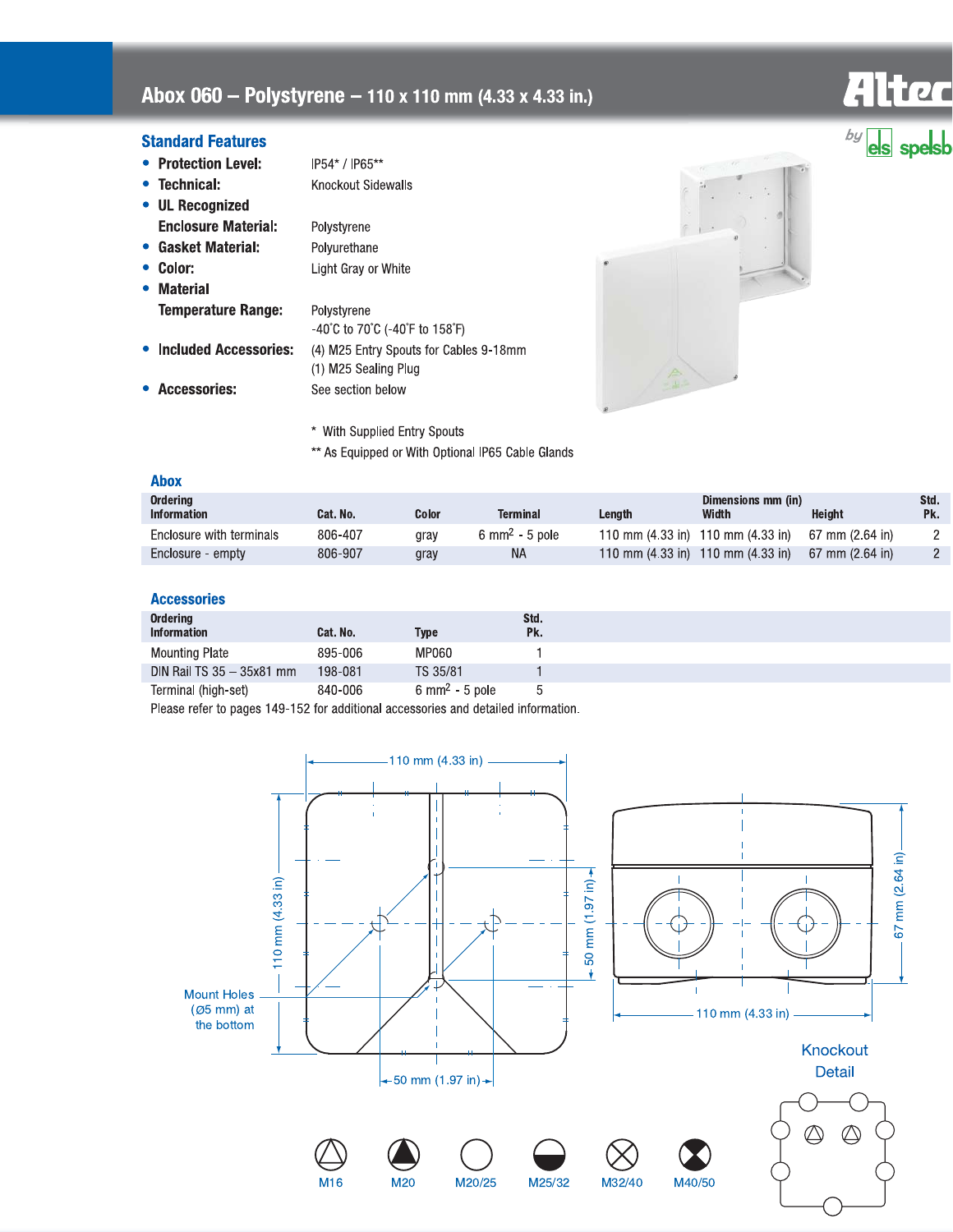# Abox 060 – Polystyrene – 110 x 110 mm (4.33 x 4.33 in.)

## Standard Features

- **Protection Level:** IP54* / IP65**
- **Technical:** Knockout Sidewalls
- **UL Recognized Enclosure Material:** Polystyrene
- **Gasket Material:** Polyurethane
- **Color:** Light Gray or White
- **Material Temperature Range:** Polystyrene -40˚C to 70˚C (-40˚F to 158˚F)
- **Included Accessories:** (4) M25 Entry Spouts for Cables 9-18mm, (1) M25 Sealing Plug
- **Accessories:** See section below

\* With Supplied Entry Spouts
\** As Equipped or With Optional IP65 Cable Glands

## Abox

| Ordering Information | Cat. No. | Color | Terminal | Dimensions mm (in) Length | Width | Height | Std. Pk. |
|---|---|---|---|---|---|---|---|
| Enclosure with terminals | 806-407 | gray | 6 mm$^2$ - 5 pole | 110 mm (4.33 in) | 110 mm (4.33 in) | 67 mm (2.64 in) | 2 |
| Enclosure - empty | 806-907 | gray | NA | 110 mm (4.33 in) | 110 mm (4.33 in) | 67 mm (2.64 in) | 2 |

## Accessories

| Ordering Information | Cat. No. | Type | Std. Pk. |
|---|---|---|---|
| Mounting Plate | 895-006 | MP060 | 1 |
| DIN Rail TS 35 – 35x81 mm | 198-081 | TS 35/81 | 1 |
| Terminal (high-set) | 840-006 | 6 mm$^2$ - 5 pole | 5 |

Please refer to pages 149-152 for additional accessories and detailed information.

110 mm (4.33 in)
110 mm (4.33 in)
50 mm (1.97 in)
50 mm (1.97 in)
Mount Holes (Ø5 mm) at the bottom
110 mm (4.33 in)
67 mm (2.64 in)

Knockout Detail

M16 M20 M20/25 M25/32 M32/40 M40/50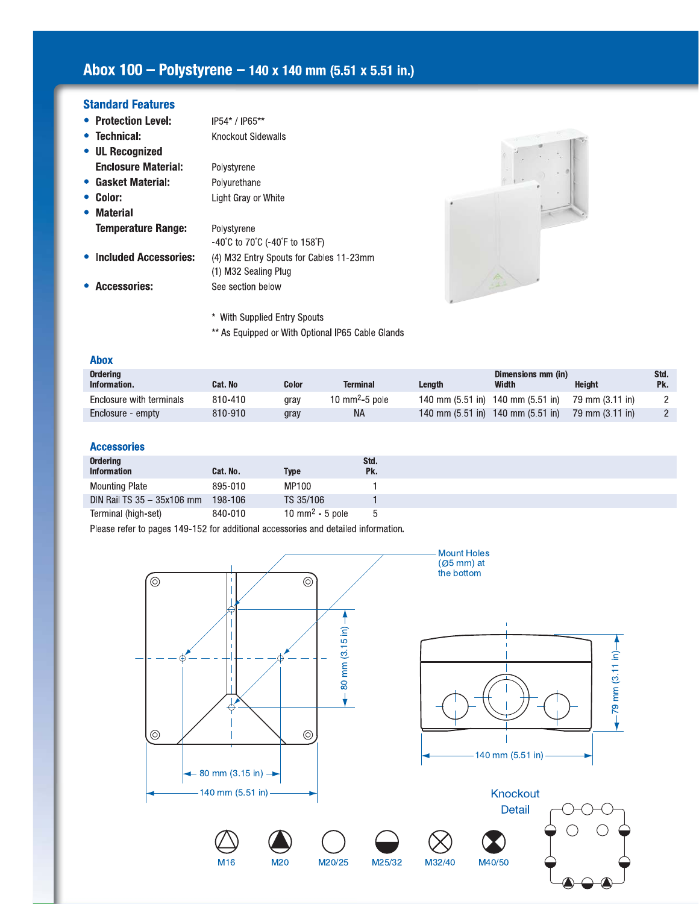# Abox 100 – Polystyrene – 140 x 140 mm (5.51 x 5.51 in.)

## Standard Features

- **Protection Level:** IP54* / IP65**
- **Technical:** Knockout Sidewalls
- **UL Recognized Enclosure Material:** Polystyrene
- **Gasket Material:** Polyurethane
- **Color:** Light Gray or White
- **Material Temperature Range:** Polystyrene -40˚C to 70˚C (-40˚F to 158˚F)
- **Included Accessories:** (4) M32 Entry Spouts for Cables 11-23mm (1) M32 Sealing Plug
- **Accessories:** See section below

\* With Supplied Entry Spouts

** As Equipped or With Optional IP65 Cable Glands

### Abox

| Ordering Information. | Cat. No | Color | Terminal | Dimensions mm (in) Length | Width | Height | Std. Pk. |
|---|---|---|---|---|---|---|---|
| Enclosure with terminals | 810-410 | gray | 10 mm²-5 pole | 140 mm (5.51 in) | 140 mm (5.51 in) | 79 mm (3.11 in) | 2 |
| Enclosure - empty | 810-910 | gray | NA | 140 mm (5.51 in) | 140 mm (5.51 in) | 79 mm (3.11 in) | 2 |

### Accessories

| Ordering Information | Cat. No. | Type | Std. Pk. |
|---|---|---|---|
| Mounting Plate | 895-010 | MP100 | 1 |
| DIN Rail TS 35 – 35x106 mm | 198-106 | TS 35/106 | 1 |
| Terminal (high-set) | 840-010 | 10 mm² - 5 pole | 5 |

Please refer to pages 149-152 for additional accessories and detailed information.

Mount Holes (Ø5 mm) at the bottom

80 mm (3.15 in)

80 mm (3.15 in)

140 mm (5.51 in)

79 mm (3.11 in)

140 mm (5.51 in)

Knockout Detail

M16 M20 M20/25 M25/32 M32/40 M40/50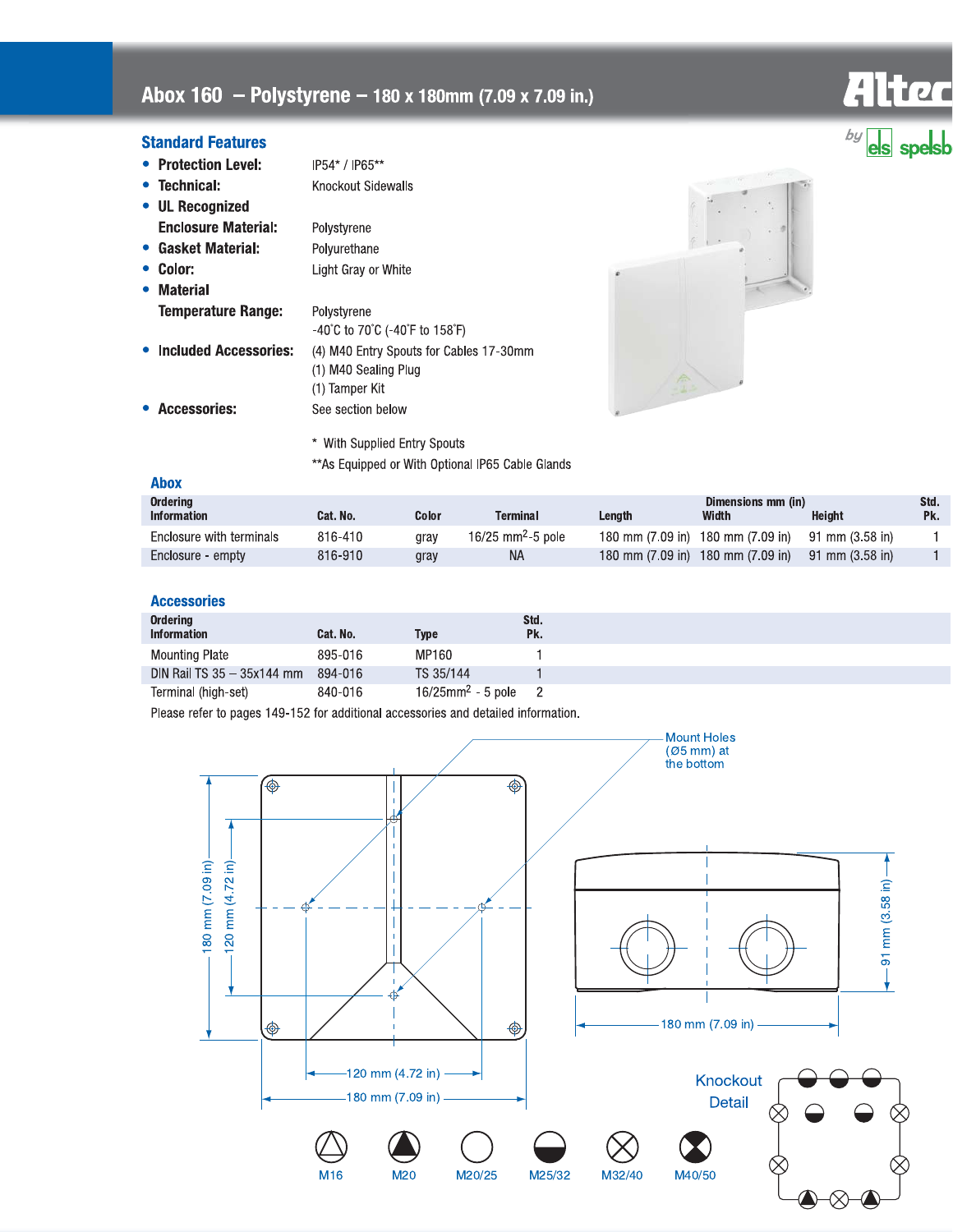# Abox 160 – Polystyrene – 180 x 180mm (7.09 x 7.09 in.)

## Standard Features

- **Protection Level:** IP54* / IP65**
- **Technical:** Knockout Sidewalls
- **UL Recognized Enclosure Material:** Polystyrene
- **Gasket Material:** Polyurethane
- **Color:** Light Gray or White
- **Material Temperature Range:** Polystyrene -40˚C to 70˚C (-40˚F to 158˚F)
- **Included Accessories:** (4) M40 Entry Spouts for Cables 17-30mm; (1) M40 Sealing Plug; (1) Tamper Kit
- **Accessories:** See section below

\* With Supplied Entry Spouts
**As Equipped or With Optional IP65 Cable Glands

## Abox

| Ordering Information | Cat. No. | Color | Terminal | Dimensions mm (in) Length | Width | Height | Std. Pk. |
|---|---|---|---|---|---|---|---|
| Enclosure with terminals | 816-410 | gray | 16/25 mm$^2$-5 pole | 180 mm (7.09 in) | 180 mm (7.09 in) | 91 mm (3.58 in) | 1 |
| Enclosure - empty | 816-910 | gray | NA | 180 mm (7.09 in) | 180 mm (7.09 in) | 91 mm (3.58 in) | 1 |

## Accessories

| Ordering Information | Cat. No. | Type | Std. Pk. |
|---|---|---|---|
| Mounting Plate | 895-016 | MP160 | 1 |
| DIN Rail TS 35 – 35x144 mm | 894-016 | TS 35/144 | 1 |
| Terminal (high-set) | 840-016 | 16/25mm$^2$ - 5 pole | 2 |

Please refer to pages 149-152 for additional accessories and detailed information.

Mount Holes (Ø5 mm) at the bottom

180 mm (7.09 in) · 120 mm (4.72 in) · 91 mm (3.58 in)

Knockout Detail

M16 · M20 · M20/25 · M25/32 · M32/40 · M40/50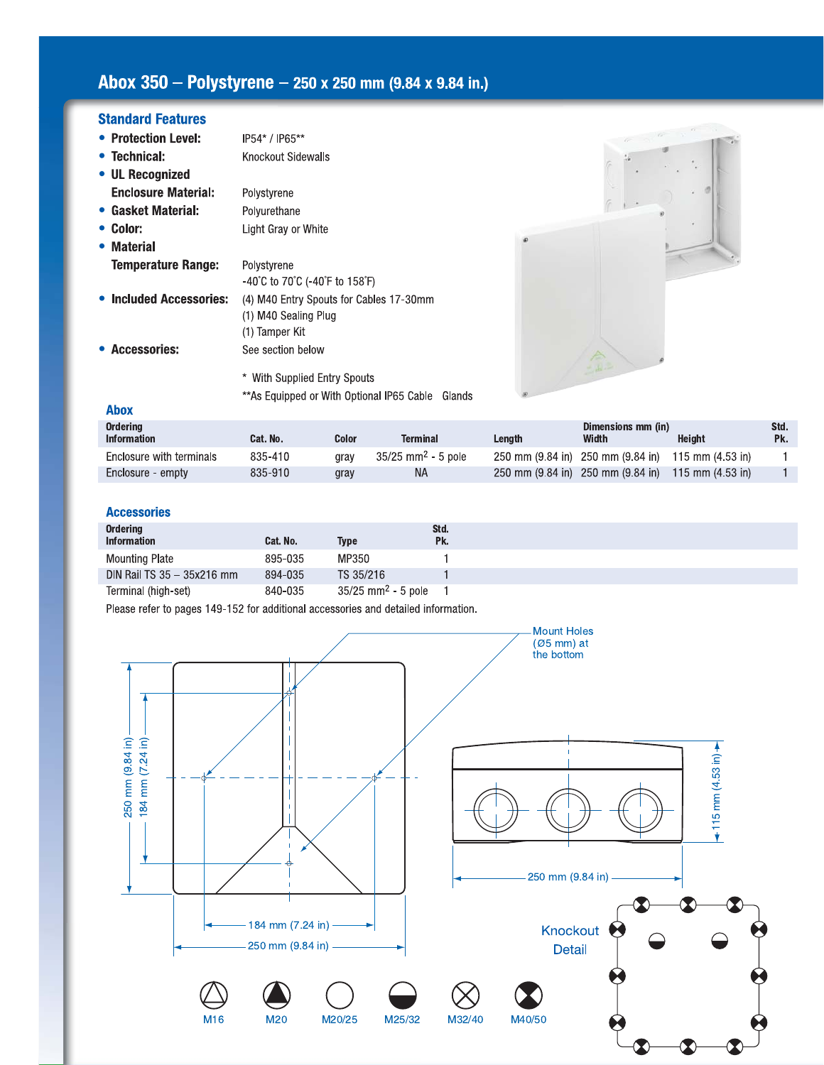# Abox 350 – Polystyrene – 250 x 250 mm (9.84 x 9.84 in.)

## Standard Features

- **Protection Level:** IP54* / IP65**
- **Technical:** Knockout Sidewalls
- **UL Recognized Enclosure Material:** Polystyrene
- **Gasket Material:** Polyurethane
- **Color:** Light Gray or White
- **Material Temperature Range:** Polystyrene -40˚C to 70˚C (-40˚F to 158˚F)
- **Included Accessories:** (4) M40 Entry Spouts for Cables 17-30mm; (1) M40 Sealing Plug; (1) Tamper Kit
- **Accessories:** See section below

\* With Supplied Entry Spouts
**As Equipped or With Optional IP65 Cable Glands

## Abox

| Ordering Information | Cat. No. | Color | Terminal | Length | Dimensions mm (in) Width | Height | Std. Pk. |
|---|---|---|---|---|---|---|---|
| Enclosure with terminals | 835-410 | gray | 35/25 mm² - 5 pole | 250 mm (9.84 in) | 250 mm (9.84 in) | 115 mm (4.53 in) | 1 |
| Enclosure - empty | 835-910 | gray | NA | 250 mm (9.84 in) | 250 mm (9.84 in) | 115 mm (4.53 in) | 1 |

## Accessories

| Ordering Information | Cat. No. | Type | Std. Pk. |
|---|---|---|---|
| Mounting Plate | 895-035 | MP350 | 1 |
| DIN Rail TS 35 – 35x216 mm | 894-035 | TS 35/216 | 1 |
| Terminal (high-set) | 840-035 | 35/25 mm² - 5 pole | 1 |

Please refer to pages 149-152 for additional accessories and detailed information.

Mount Holes (Ø5 mm) at the bottom

250 mm (9.84 in)
184 mm (7.24 in)
184 mm (7.24 in)
250 mm (9.84 in)
115 mm (4.53 in)
250 mm (9.84 in)

Knockout Detail

M16 M20 M20/25 M25/32 M32/40 M40/50